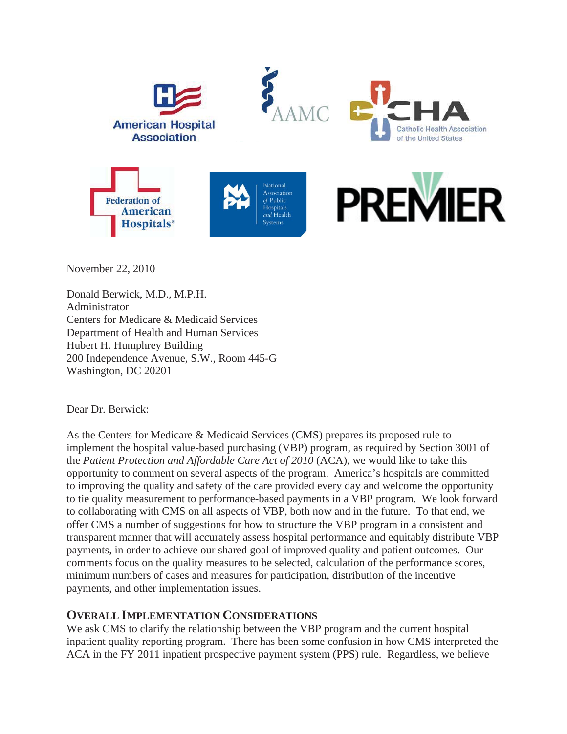American Hospital Association

AAMC

CHA Catholic Health Association of the United States

Federation of American Hospitals®

National Association of Public Hospitals and Health Systems

PREMIER

November 22, 2010

Donald Berwick, M.D., M.P.H.
Administrator
Centers for Medicare & Medicaid Services
Department of Health and Human Services
Hubert H. Humphrey Building
200 Independence Avenue, S.W., Room 445-G
Washington, DC 20201

Dear Dr. Berwick:

As the Centers for Medicare & Medicaid Services (CMS) prepares its proposed rule to implement the hospital value-based purchasing (VBP) program, as required by Section 3001 of the *Patient Protection and Affordable Care Act of 2010* (ACA), we would like to take this opportunity to comment on several aspects of the program. America's hospitals are committed to improving the quality and safety of the care provided every day and welcome the opportunity to tie quality measurement to performance-based payments in a VBP program. We look forward to collaborating with CMS on all aspects of VBP, both now and in the future. To that end, we offer CMS a number of suggestions for how to structure the VBP program in a consistent and transparent manner that will accurately assess hospital performance and equitably distribute VBP payments, in order to achieve our shared goal of improved quality and patient outcomes. Our comments focus on the quality measures to be selected, calculation of the performance scores, minimum numbers of cases and measures for participation, distribution of the incentive payments, and other implementation issues.

## OVERALL IMPLEMENTATION CONSIDERATIONS

We ask CMS to clarify the relationship between the VBP program and the current hospital inpatient quality reporting program. There has been some confusion in how CMS interpreted the ACA in the FY 2011 inpatient prospective payment system (PPS) rule. Regardless, we believe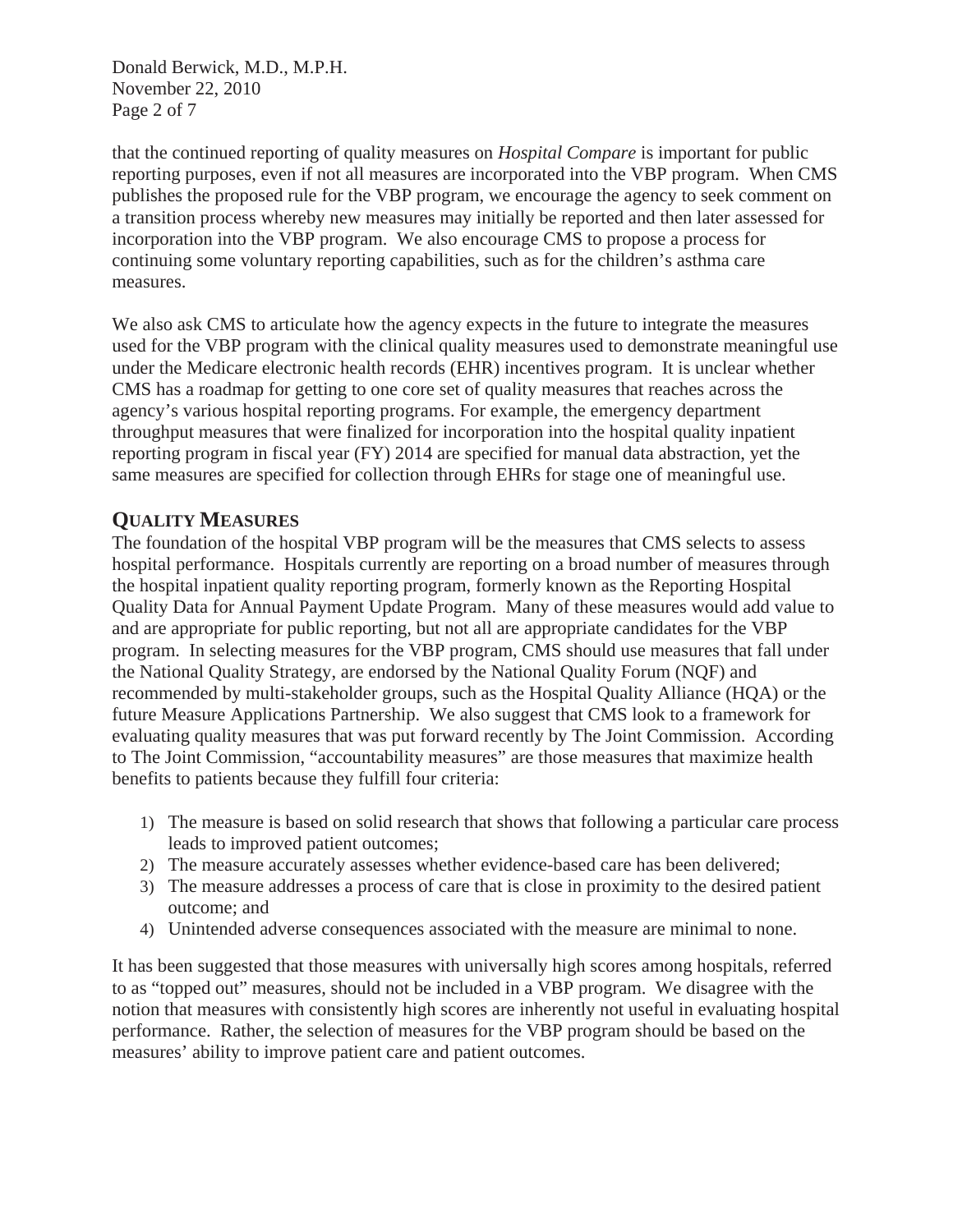that the continued reporting of quality measures on *Hospital Compare* is important for public reporting purposes, even if not all measures are incorporated into the VBP program. When CMS publishes the proposed rule for the VBP program, we encourage the agency to seek comment on a transition process whereby new measures may initially be reported and then later assessed for incorporation into the VBP program. We also encourage CMS to propose a process for continuing some voluntary reporting capabilities, such as for the children's asthma care measures.

We also ask CMS to articulate how the agency expects in the future to integrate the measures used for the VBP program with the clinical quality measures used to demonstrate meaningful use under the Medicare electronic health records (EHR) incentives program. It is unclear whether CMS has a roadmap for getting to one core set of quality measures that reaches across the agency's various hospital reporting programs. For example, the emergency department throughput measures that were finalized for incorporation into the hospital quality inpatient reporting program in fiscal year (FY) 2014 are specified for manual data abstraction, yet the same measures are specified for collection through EHRs for stage one of meaningful use.

## QUALITY MEASURES

The foundation of the hospital VBP program will be the measures that CMS selects to assess hospital performance. Hospitals currently are reporting on a broad number of measures through the hospital inpatient quality reporting program, formerly known as the Reporting Hospital Quality Data for Annual Payment Update Program. Many of these measures would add value to and are appropriate for public reporting, but not all are appropriate candidates for the VBP program. In selecting measures for the VBP program, CMS should use measures that fall under the National Quality Strategy, are endorsed by the National Quality Forum (NQF) and recommended by multi-stakeholder groups, such as the Hospital Quality Alliance (HQA) or the future Measure Applications Partnership. We also suggest that CMS look to a framework for evaluating quality measures that was put forward recently by The Joint Commission. According to The Joint Commission, "accountability measures" are those measures that maximize health benefits to patients because they fulfill four criteria:

1) The measure is based on solid research that shows that following a particular care process leads to improved patient outcomes;
2) The measure accurately assesses whether evidence-based care has been delivered;
3) The measure addresses a process of care that is close in proximity to the desired patient outcome; and
4) Unintended adverse consequences associated with the measure are minimal to none.

It has been suggested that those measures with universally high scores among hospitals, referred to as "topped out" measures, should not be included in a VBP program. We disagree with the notion that measures with consistently high scores are inherently not useful in evaluating hospital performance. Rather, the selection of measures for the VBP program should be based on the measures' ability to improve patient care and patient outcomes.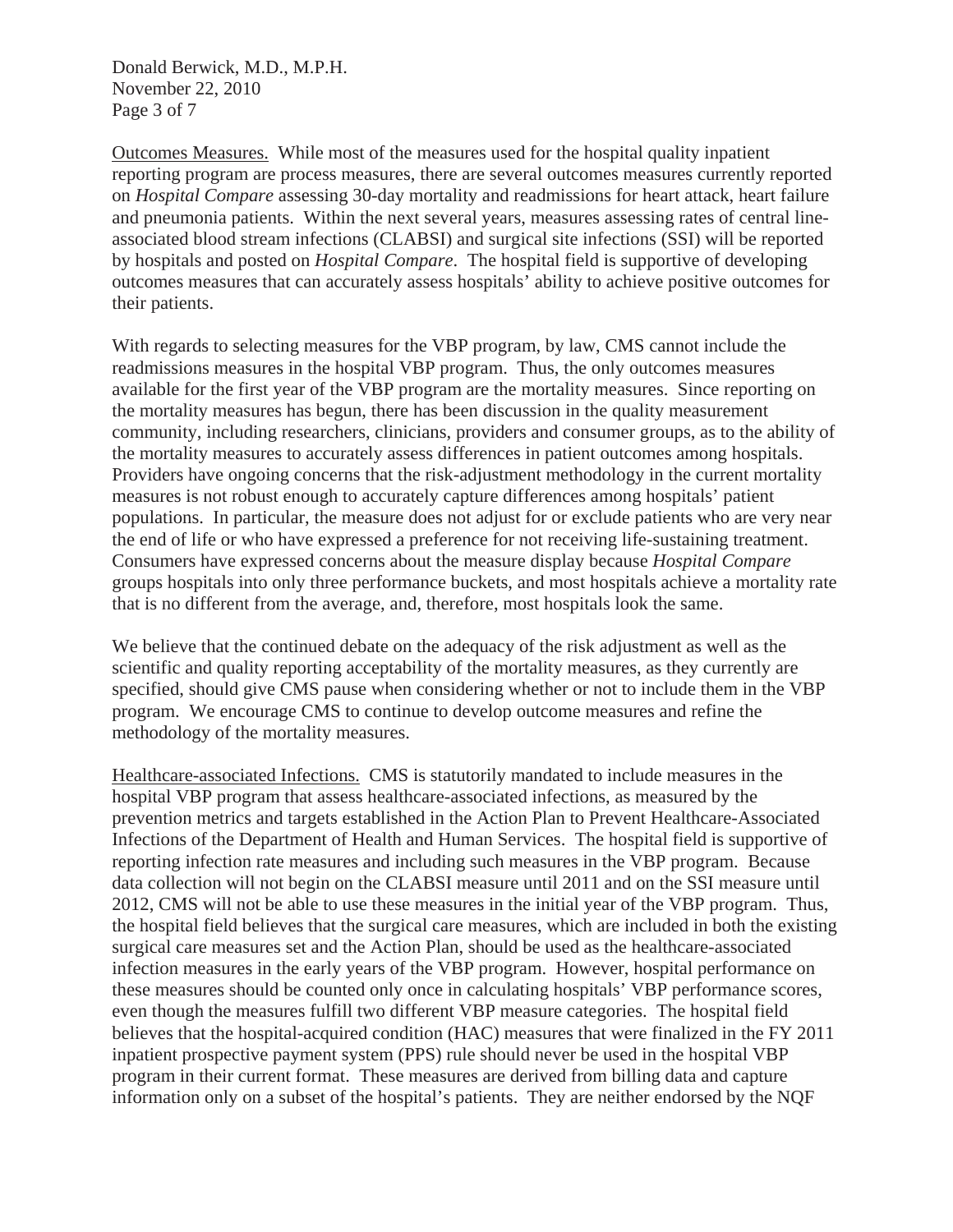Outcomes Measures. While most of the measures used for the hospital quality inpatient reporting program are process measures, there are several outcomes measures currently reported on *Hospital Compare* assessing 30-day mortality and readmissions for heart attack, heart failure and pneumonia patients. Within the next several years, measures assessing rates of central line-associated blood stream infections (CLABSI) and surgical site infections (SSI) will be reported by hospitals and posted on *Hospital Compare*. The hospital field is supportive of developing outcomes measures that can accurately assess hospitals' ability to achieve positive outcomes for their patients.

With regards to selecting measures for the VBP program, by law, CMS cannot include the readmissions measures in the hospital VBP program. Thus, the only outcomes measures available for the first year of the VBP program are the mortality measures. Since reporting on the mortality measures has begun, there has been discussion in the quality measurement community, including researchers, clinicians, providers and consumer groups, as to the ability of the mortality measures to accurately assess differences in patient outcomes among hospitals. Providers have ongoing concerns that the risk-adjustment methodology in the current mortality measures is not robust enough to accurately capture differences among hospitals' patient populations. In particular, the measure does not adjust for or exclude patients who are very near the end of life or who have expressed a preference for not receiving life-sustaining treatment. Consumers have expressed concerns about the measure display because *Hospital Compare* groups hospitals into only three performance buckets, and most hospitals achieve a mortality rate that is no different from the average, and, therefore, most hospitals look the same.

We believe that the continued debate on the adequacy of the risk adjustment as well as the scientific and quality reporting acceptability of the mortality measures, as they currently are specified, should give CMS pause when considering whether or not to include them in the VBP program. We encourage CMS to continue to develop outcome measures and refine the methodology of the mortality measures.

Healthcare-associated Infections. CMS is statutorily mandated to include measures in the hospital VBP program that assess healthcare-associated infections, as measured by the prevention metrics and targets established in the Action Plan to Prevent Healthcare-Associated Infections of the Department of Health and Human Services. The hospital field is supportive of reporting infection rate measures and including such measures in the VBP program. Because data collection will not begin on the CLABSI measure until 2011 and on the SSI measure until 2012, CMS will not be able to use these measures in the initial year of the VBP program. Thus, the hospital field believes that the surgical care measures, which are included in both the existing surgical care measures set and the Action Plan, should be used as the healthcare-associated infection measures in the early years of the VBP program. However, hospital performance on these measures should be counted only once in calculating hospitals' VBP performance scores, even though the measures fulfill two different VBP measure categories. The hospital field believes that the hospital-acquired condition (HAC) measures that were finalized in the FY 2011 inpatient prospective payment system (PPS) rule should never be used in the hospital VBP program in their current format. These measures are derived from billing data and capture information only on a subset of the hospital's patients. They are neither endorsed by the NQF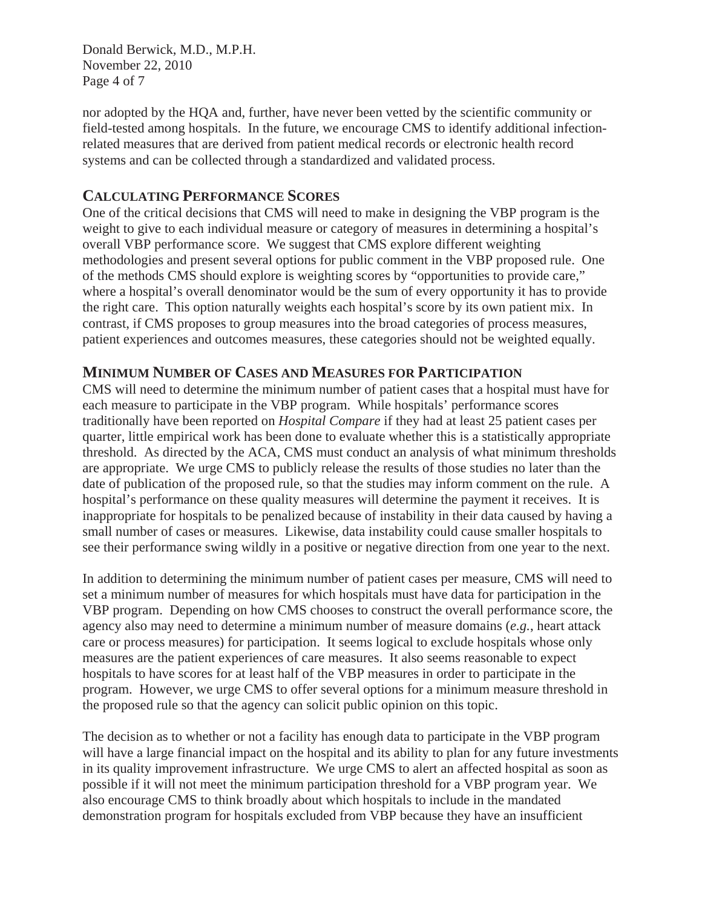nor adopted by the HQA and, further, have never been vetted by the scientific community or field-tested among hospitals. In the future, we encourage CMS to identify additional infection-related measures that are derived from patient medical records or electronic health record systems and can be collected through a standardized and validated process.

## CALCULATING PERFORMANCE SCORES

One of the critical decisions that CMS will need to make in designing the VBP program is the weight to give to each individual measure or category of measures in determining a hospital's overall VBP performance score. We suggest that CMS explore different weighting methodologies and present several options for public comment in the VBP proposed rule. One of the methods CMS should explore is weighting scores by "opportunities to provide care," where a hospital's overall denominator would be the sum of every opportunity it has to provide the right care. This option naturally weights each hospital's score by its own patient mix. In contrast, if CMS proposes to group measures into the broad categories of process measures, patient experiences and outcomes measures, these categories should not be weighted equally.

## MINIMUM NUMBER OF CASES AND MEASURES FOR PARTICIPATION

CMS will need to determine the minimum number of patient cases that a hospital must have for each measure to participate in the VBP program. While hospitals' performance scores traditionally have been reported on *Hospital Compare* if they had at least 25 patient cases per quarter, little empirical work has been done to evaluate whether this is a statistically appropriate threshold. As directed by the ACA, CMS must conduct an analysis of what minimum thresholds are appropriate. We urge CMS to publicly release the results of those studies no later than the date of publication of the proposed rule, so that the studies may inform comment on the rule. A hospital's performance on these quality measures will determine the payment it receives. It is inappropriate for hospitals to be penalized because of instability in their data caused by having a small number of cases or measures. Likewise, data instability could cause smaller hospitals to see their performance swing wildly in a positive or negative direction from one year to the next.

In addition to determining the minimum number of patient cases per measure, CMS will need to set a minimum number of measures for which hospitals must have data for participation in the VBP program. Depending on how CMS chooses to construct the overall performance score, the agency also may need to determine a minimum number of measure domains (*e.g.*, heart attack care or process measures) for participation. It seems logical to exclude hospitals whose only measures are the patient experiences of care measures. It also seems reasonable to expect hospitals to have scores for at least half of the VBP measures in order to participate in the program. However, we urge CMS to offer several options for a minimum measure threshold in the proposed rule so that the agency can solicit public opinion on this topic.

The decision as to whether or not a facility has enough data to participate in the VBP program will have a large financial impact on the hospital and its ability to plan for any future investments in its quality improvement infrastructure. We urge CMS to alert an affected hospital as soon as possible if it will not meet the minimum participation threshold for a VBP program year. We also encourage CMS to think broadly about which hospitals to include in the mandated demonstration program for hospitals excluded from VBP because they have an insufficient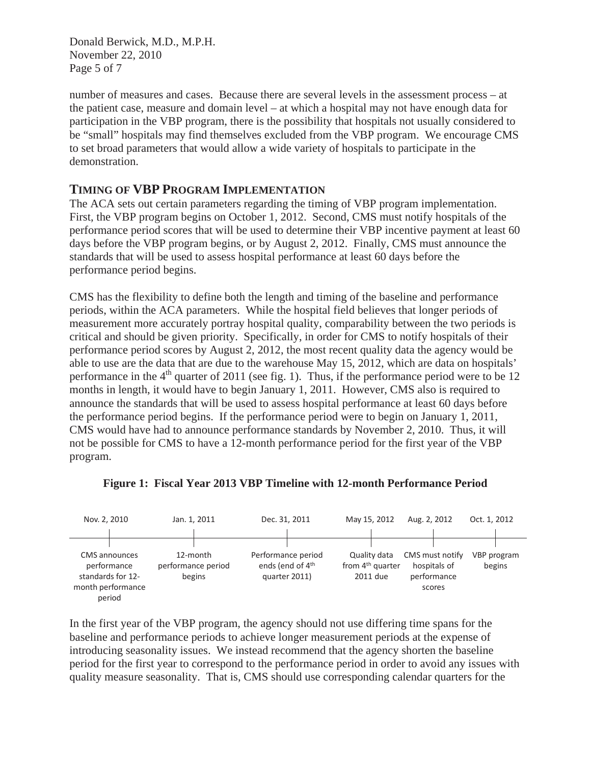number of measures and cases. Because there are several levels in the assessment process – at the patient case, measure and domain level – at which a hospital may not have enough data for participation in the VBP program, there is the possibility that hospitals not usually considered to be "small" hospitals may find themselves excluded from the VBP program. We encourage CMS to set broad parameters that would allow a wide variety of hospitals to participate in the demonstration.

## TIMING OF VBP PROGRAM IMPLEMENTATION

The ACA sets out certain parameters regarding the timing of VBP program implementation. First, the VBP program begins on October 1, 2012. Second, CMS must notify hospitals of the performance period scores that will be used to determine their VBP incentive payment at least 60 days before the VBP program begins, or by August 2, 2012. Finally, CMS must announce the standards that will be used to assess hospital performance at least 60 days before the performance period begins.

CMS has the flexibility to define both the length and timing of the baseline and performance periods, within the ACA parameters. While the hospital field believes that longer periods of measurement more accurately portray hospital quality, comparability between the two periods is critical and should be given priority. Specifically, in order for CMS to notify hospitals of their performance period scores by August 2, 2012, the most recent quality data the agency would be able to use are the data that are due to the warehouse May 15, 2012, which are data on hospitals' performance in the 4th quarter of 2011 (see fig. 1). Thus, if the performance period were to be 12 months in length, it would have to begin January 1, 2011. However, CMS also is required to announce the standards that will be used to assess hospital performance at least 60 days before the performance period begins. If the performance period were to begin on January 1, 2011, CMS would have had to announce performance standards by November 2, 2010. Thus, it will not be possible for CMS to have a 12-month performance period for the first year of the VBP program.

**Figure 1: Fiscal Year 2013 VBP Timeline with 12-month Performance Period**

| Nov. 2, 2010 | Jan. 1, 2011 | Dec. 31, 2011 | May 15, 2012 | Aug. 2, 2012 | Oct. 1, 2012 |
|---|---|---|---|---|---|
| CMS announces performance standards for 12-month performance period | 12-month performance period begins | Performance period ends (end of 4th quarter 2011) | Quality data from 4th quarter 2011 due | CMS must notify hospitals of performance scores | VBP program begins |

In the first year of the VBP program, the agency should not use differing time spans for the baseline and performance periods to achieve longer measurement periods at the expense of introducing seasonality issues. We instead recommend that the agency shorten the baseline period for the first year to correspond to the performance period in order to avoid any issues with quality measure seasonality. That is, CMS should use corresponding calendar quarters for the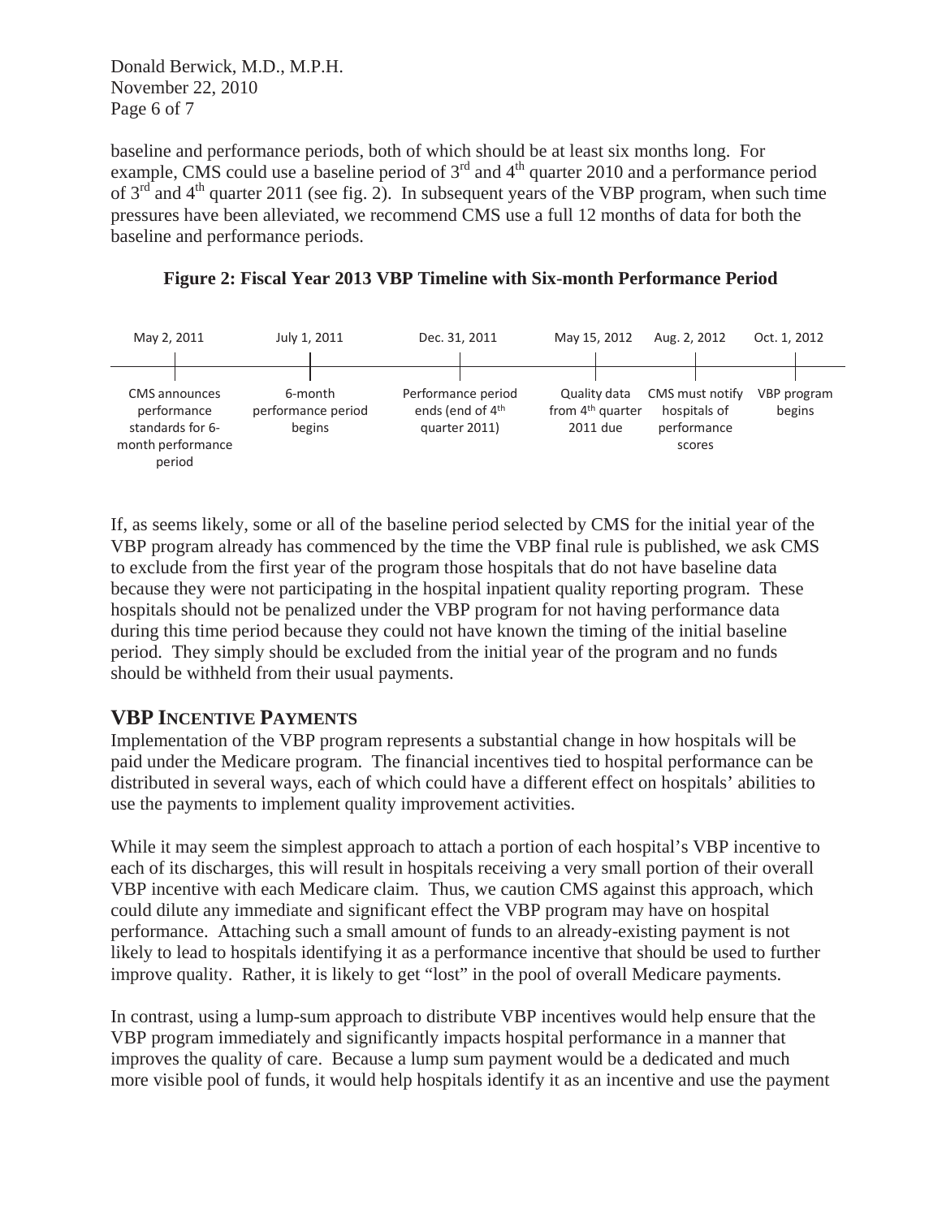baseline and performance periods, both of which should be at least six months long. For example, CMS could use a baseline period of 3rd and 4th quarter 2010 and a performance period of 3rd and 4th quarter 2011 (see fig. 2). In subsequent years of the VBP program, when such time pressures have been alleviated, we recommend CMS use a full 12 months of data for both the baseline and performance periods.

**Figure 2: Fiscal Year 2013 VBP Timeline with Six-month Performance Period**

| May 2, 2011 | July 1, 2011 | Dec. 31, 2011 | May 15, 2012 | Aug. 2, 2012 | Oct. 1, 2012 |
|---|---|---|---|---|---|
| CMS announces performance standards for 6-month performance period | 6-month performance period begins | Performance period ends (end of 4th quarter 2011) | Quality data from 4th quarter 2011 due | CMS must notify hospitals of performance scores | VBP program begins |

If, as seems likely, some or all of the baseline period selected by CMS for the initial year of the VBP program already has commenced by the time the VBP final rule is published, we ask CMS to exclude from the first year of the program those hospitals that do not have baseline data because they were not participating in the hospital inpatient quality reporting program. These hospitals should not be penalized under the VBP program for not having performance data during this time period because they could not have known the timing of the initial baseline period. They simply should be excluded from the initial year of the program and no funds should be withheld from their usual payments.

## VBP Incentive Payments

Implementation of the VBP program represents a substantial change in how hospitals will be paid under the Medicare program. The financial incentives tied to hospital performance can be distributed in several ways, each of which could have a different effect on hospitals' abilities to use the payments to implement quality improvement activities.

While it may seem the simplest approach to attach a portion of each hospital's VBP incentive to each of its discharges, this will result in hospitals receiving a very small portion of their overall VBP incentive with each Medicare claim. Thus, we caution CMS against this approach, which could dilute any immediate and significant effect the VBP program may have on hospital performance. Attaching such a small amount of funds to an already-existing payment is not likely to lead to hospitals identifying it as a performance incentive that should be used to further improve quality. Rather, it is likely to get "lost" in the pool of overall Medicare payments.

In contrast, using a lump-sum approach to distribute VBP incentives would help ensure that the VBP program immediately and significantly impacts hospital performance in a manner that improves the quality of care. Because a lump sum payment would be a dedicated and much more visible pool of funds, it would help hospitals identify it as an incentive and use the payment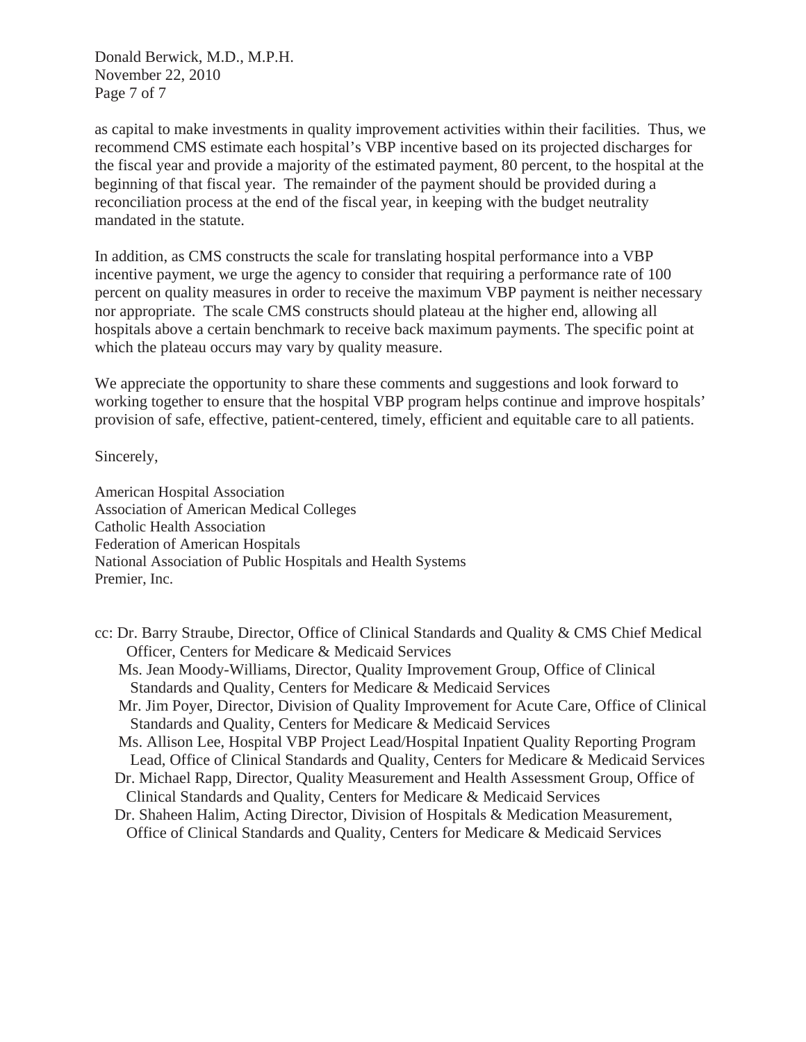as capital to make investments in quality improvement activities within their facilities. Thus, we recommend CMS estimate each hospital's VBP incentive based on its projected discharges for the fiscal year and provide a majority of the estimated payment, 80 percent, to the hospital at the beginning of that fiscal year. The remainder of the payment should be provided during a reconciliation process at the end of the fiscal year, in keeping with the budget neutrality mandated in the statute.

In addition, as CMS constructs the scale for translating hospital performance into a VBP incentive payment, we urge the agency to consider that requiring a performance rate of 100 percent on quality measures in order to receive the maximum VBP payment is neither necessary nor appropriate. The scale CMS constructs should plateau at the higher end, allowing all hospitals above a certain benchmark to receive back maximum payments. The specific point at which the plateau occurs may vary by quality measure.

We appreciate the opportunity to share these comments and suggestions and look forward to working together to ensure that the hospital VBP program helps continue and improve hospitals' provision of safe, effective, patient-centered, timely, efficient and equitable care to all patients.

Sincerely,

American Hospital Association
Association of American Medical Colleges
Catholic Health Association
Federation of American Hospitals
National Association of Public Hospitals and Health Systems
Premier, Inc.

cc: Dr. Barry Straube, Director, Office of Clinical Standards and Quality & CMS Chief Medical Officer, Centers for Medicare & Medicaid Services
Ms. Jean Moody-Williams, Director, Quality Improvement Group, Office of Clinical Standards and Quality, Centers for Medicare & Medicaid Services
Mr. Jim Poyer, Director, Division of Quality Improvement for Acute Care, Office of Clinical Standards and Quality, Centers for Medicare & Medicaid Services
Ms. Allison Lee, Hospital VBP Project Lead/Hospital Inpatient Quality Reporting Program Lead, Office of Clinical Standards and Quality, Centers for Medicare & Medicaid Services
Dr. Michael Rapp, Director, Quality Measurement and Health Assessment Group, Office of Clinical Standards and Quality, Centers for Medicare & Medicaid Services
Dr. Shaheen Halim, Acting Director, Division of Hospitals & Medication Measurement, Office of Clinical Standards and Quality, Centers for Medicare & Medicaid Services